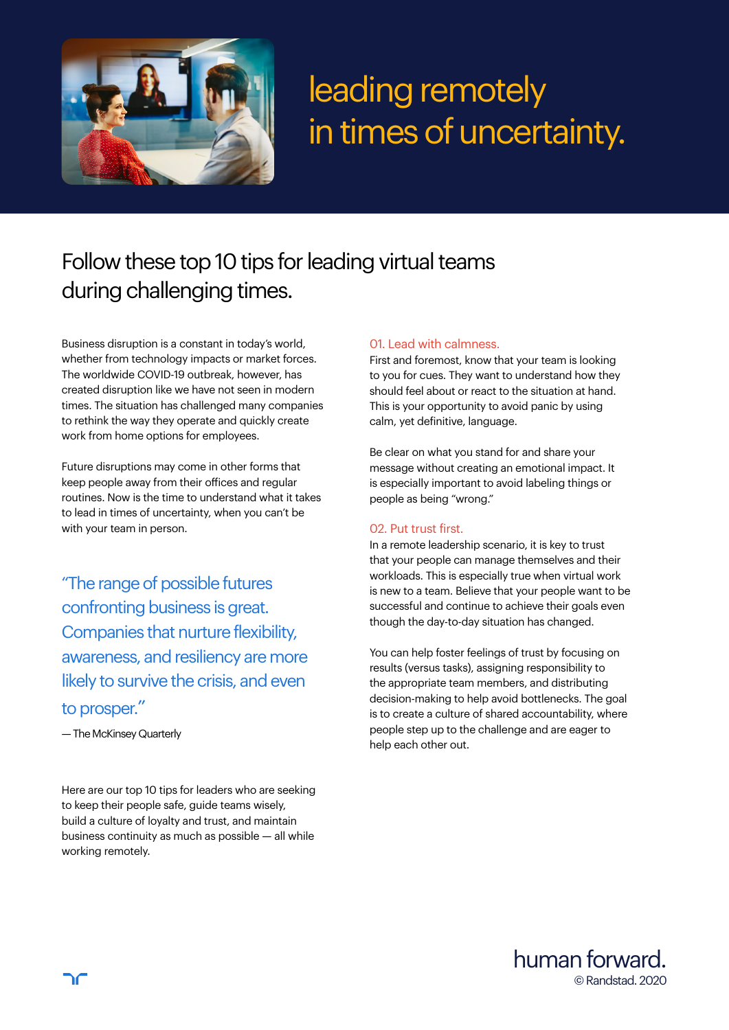# leading remotely in times of uncertainty.

## Follow these top 10 tips for leading virtual teams during challenging times.

Business disruption is a constant in today's world, whether from technology impacts or market forces. The worldwide COVID-19 outbreak, however, has created disruption like we have not seen in modern times. The situation has challenged many companies to rethink the way they operate and quickly create work from home options for employees.

Future disruptions may come in other forms that keep people away from their offices and regular routines. Now is the time to understand what it takes to lead in times of uncertainty, when you can't be with your team in person.

> "The range of possible futures confronting business is great. Companies that nurture flexibility, awareness, and resiliency are more likely to survive the crisis, and even to prosper."
>
> — The McKinsey Quarterly

Here are our top 10 tips for leaders who are seeking to keep their people safe, guide teams wisely, build a culture of loyalty and trust, and maintain business continuity as much as possible — all while working remotely.

### 01. Lead with calmness.

First and foremost, know that your team is looking to you for cues. They want to understand how they should feel about or react to the situation at hand. This is your opportunity to avoid panic by using calm, yet definitive, language.

Be clear on what you stand for and share your message without creating an emotional impact. It is especially important to avoid labeling things or people as being "wrong."

### 02. Put trust first.

In a remote leadership scenario, it is key to trust that your people can manage themselves and their workloads. This is especially true when virtual work is new to a team. Believe that your people want to be successful and continue to achieve their goals even though the day-to-day situation has changed.

You can help foster feelings of trust by focusing on results (versus tasks), assigning responsibility to the appropriate team members, and distributing decision-making to help avoid bottlenecks. The goal is to create a culture of shared accountability, where people step up to the challenge and are eager to help each other out.

human forward.
© Randstad. 2020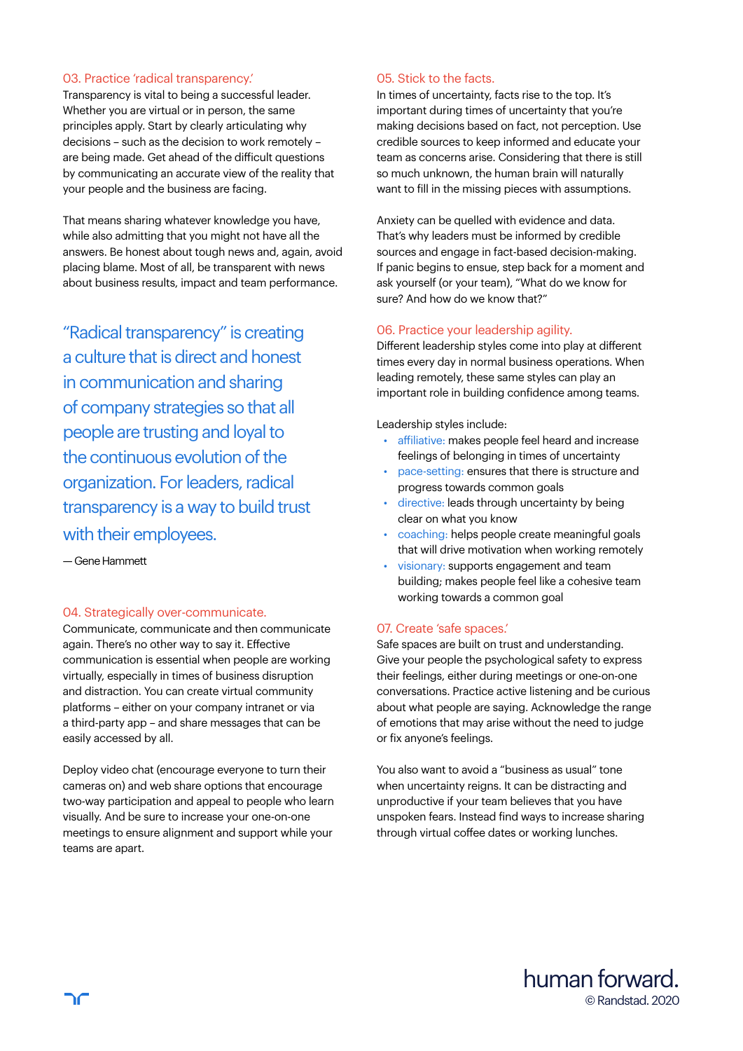## 03. Practice 'radical transparency.'

Transparency is vital to being a successful leader. Whether you are virtual or in person, the same principles apply. Start by clearly articulating why decisions – such as the decision to work remotely – are being made. Get ahead of the difficult questions by communicating an accurate view of the reality that your people and the business are facing.

That means sharing whatever knowledge you have, while also admitting that you might not have all the answers. Be honest about tough news and, again, avoid placing blame. Most of all, be transparent with news about business results, impact and team performance.

> "Radical transparency" is creating a culture that is direct and honest in communication and sharing of company strategies so that all people are trusting and loyal to the continuous evolution of the organization. For leaders, radical transparency is a way to build trust with their employees.
>
> — Gene Hammett

## 04. Strategically over-communicate.

Communicate, communicate and then communicate again. There's no other way to say it. Effective communication is essential when people are working virtually, especially in times of business disruption and distraction. You can create virtual community platforms – either on your company intranet or via a third-party app – and share messages that can be easily accessed by all.

Deploy video chat (encourage everyone to turn their cameras on) and web share options that encourage two-way participation and appeal to people who learn visually. And be sure to increase your one-on-one meetings to ensure alignment and support while your teams are apart.

## 05. Stick to the facts.

In times of uncertainty, facts rise to the top. It's important during times of uncertainty that you're making decisions based on fact, not perception. Use credible sources to keep informed and educate your team as concerns arise. Considering that there is still so much unknown, the human brain will naturally want to fill in the missing pieces with assumptions.

Anxiety can be quelled with evidence and data. That's why leaders must be informed by credible sources and engage in fact-based decision-making. If panic begins to ensue, step back for a moment and ask yourself (or your team), "What do we know for sure? And how do we know that?"

## 06. Practice your leadership agility.

Different leadership styles come into play at different times every day in normal business operations. When leading remotely, these same styles can play an important role in building confidence among teams.

Leadership styles include:

- affiliative: makes people feel heard and increase feelings of belonging in times of uncertainty
- pace-setting: ensures that there is structure and progress towards common goals
- directive: leads through uncertainty by being clear on what you know
- coaching: helps people create meaningful goals that will drive motivation when working remotely
- visionary: supports engagement and team building; makes people feel like a cohesive team working towards a common goal

## 07. Create 'safe spaces.'

Safe spaces are built on trust and understanding. Give your people the psychological safety to express their feelings, either during meetings or one-on-one conversations. Practice active listening and be curious about what people are saying. Acknowledge the range of emotions that may arise without the need to judge or fix anyone's feelings.

You also want to avoid a "business as usual" tone when uncertainty reigns. It can be distracting and unproductive if your team believes that you have unspoken fears. Instead find ways to increase sharing through virtual coffee dates or working lunches.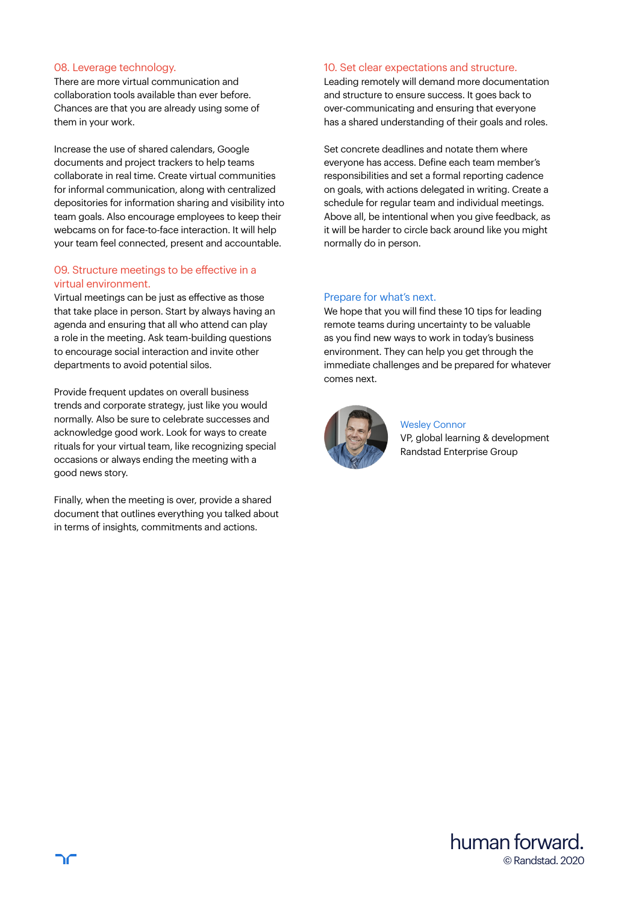## 08. Leverage technology.

There are more virtual communication and collaboration tools available than ever before. Chances are that you are already using some of them in your work.

Increase the use of shared calendars, Google documents and project trackers to help teams collaborate in real time. Create virtual communities for informal communication, along with centralized depositories for information sharing and visibility into team goals. Also encourage employees to keep their webcams on for face-to-face interaction. It will help your team feel connected, present and accountable.

## 09. Structure meetings to be effective in a virtual environment.

Virtual meetings can be just as effective as those that take place in person. Start by always having an agenda and ensuring that all who attend can play a role in the meeting. Ask team-building questions to encourage social interaction and invite other departments to avoid potential silos.

Provide frequent updates on overall business trends and corporate strategy, just like you would normally. Also be sure to celebrate successes and acknowledge good work. Look for ways to create rituals for your virtual team, like recognizing special occasions or always ending the meeting with a good news story.

Finally, when the meeting is over, provide a shared document that outlines everything you talked about in terms of insights, commitments and actions.

## 10. Set clear expectations and structure.

Leading remotely will demand more documentation and structure to ensure success. It goes back to over-communicating and ensuring that everyone has a shared understanding of their goals and roles.

Set concrete deadlines and notate them where everyone has access. Define each team member's responsibilities and set a formal reporting cadence on goals, with actions delegated in writing. Create a schedule for regular team and individual meetings. Above all, be intentional when you give feedback, as it will be harder to circle back around like you might normally do in person.

## Prepare for what's next.

We hope that you will find these 10 tips for leading remote teams during uncertainty to be valuable as you find new ways to work in today's business environment. They can help you get through the immediate challenges and be prepared for whatever comes next.

Wesley Connor
VP, global learning & development
Randstad Enterprise Group

human forward.
© Randstad. 2020